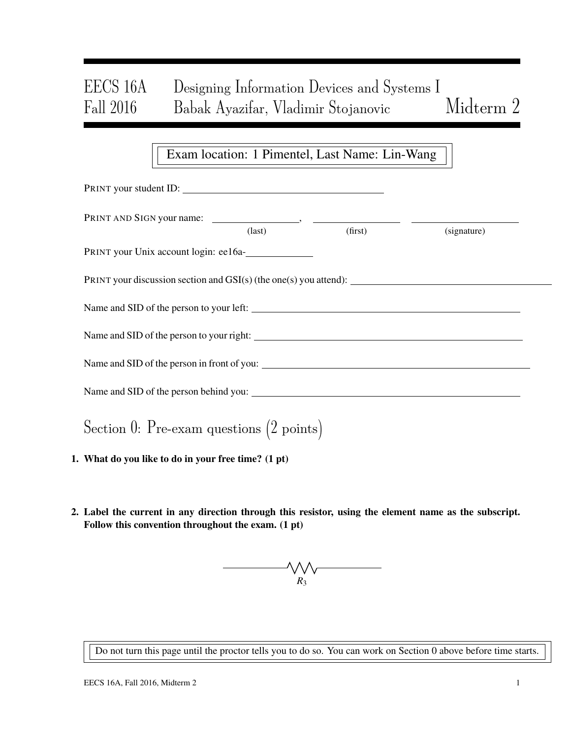# EECS 16A Designing Information Devices and Systems I
# Fall 2016 Babak Ayazifar, Vladimir Stojanovic Midterm 2

Exam location: 1 Pimentel, Last Name: Lin-Wang

PRINT your student ID: \_\_\_\_\_\_\_\_\_\_\_\_\_\_\_\_\_\_\_\_\_\_\_\_\_\_\_\_\_\_

PRINT AND SIGN your name: \_\_\_\_\_\_\_\_\_\_\_\_\_\_, \_\_\_\_\_\_\_\_\_\_\_\_\_\_ \_\_\_\_\_\_\_\_\_\_\_\_\_\_
(last) (first) (signature)

PRINT your Unix account login: ee16a-\_\_\_\_\_\_\_\_\_\_

PRINT your discussion section and GSI(s) (the one(s) you attend): \_\_\_\_\_\_\_\_\_\_\_\_\_\_\_\_\_\_\_\_\_\_\_\_\_\_\_\_\_\_

Name and SID of the person to your left: \_\_\_\_\_\_\_\_\_\_\_\_\_\_\_\_\_\_\_\_\_\_\_\_\_\_\_\_\_\_

Name and SID of the person to your right: \_\_\_\_\_\_\_\_\_\_\_\_\_\_\_\_\_\_\_\_\_\_\_\_\_\_\_\_\_\_

Name and SID of the person in front of you: \_\_\_\_\_\_\_\_\_\_\_\_\_\_\_\_\_\_\_\_\_\_\_\_\_\_\_\_\_\_

Name and SID of the person behind you: \_\_\_\_\_\_\_\_\_\_\_\_\_\_\_\_\_\_\_\_\_\_\_\_\_\_\_\_\_\_

## Section 0: Pre-exam questions (2 points)

**1. What do you like to do in your free time? (1 pt)**

**2. Label the current in any direction through this resistor, using the element name as the subscript. Follow this convention throughout the exam. (1 pt)**

$R_3$

Do not turn this page until the proctor tells you to do so. You can work on Section 0 above before time starts.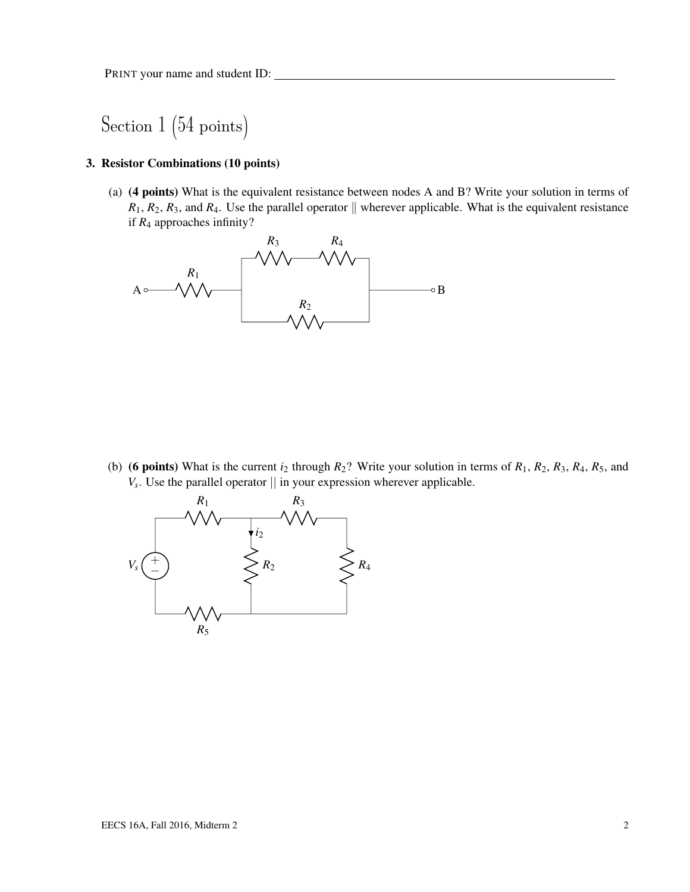PRINT your name and student ID: ______________________________

# Section 1 (54 points)

### 3. Resistor Combinations (10 points)

(a) **(4 points)** What is the equivalent resistance between nodes A and B? Write your solution in terms of $R_1$, $R_2$, $R_3$, and $R_4$. Use the parallel operator || wherever applicable. What is the equivalent resistance if $R_4$ approaches infinity?

(b) **(6 points)** What is the current $i_2$ through $R_2$? Write your solution in terms of $R_1$, $R_2$, $R_3$, $R_4$, $R_5$, and $V_s$. Use the parallel operator || in your expression wherever applicable.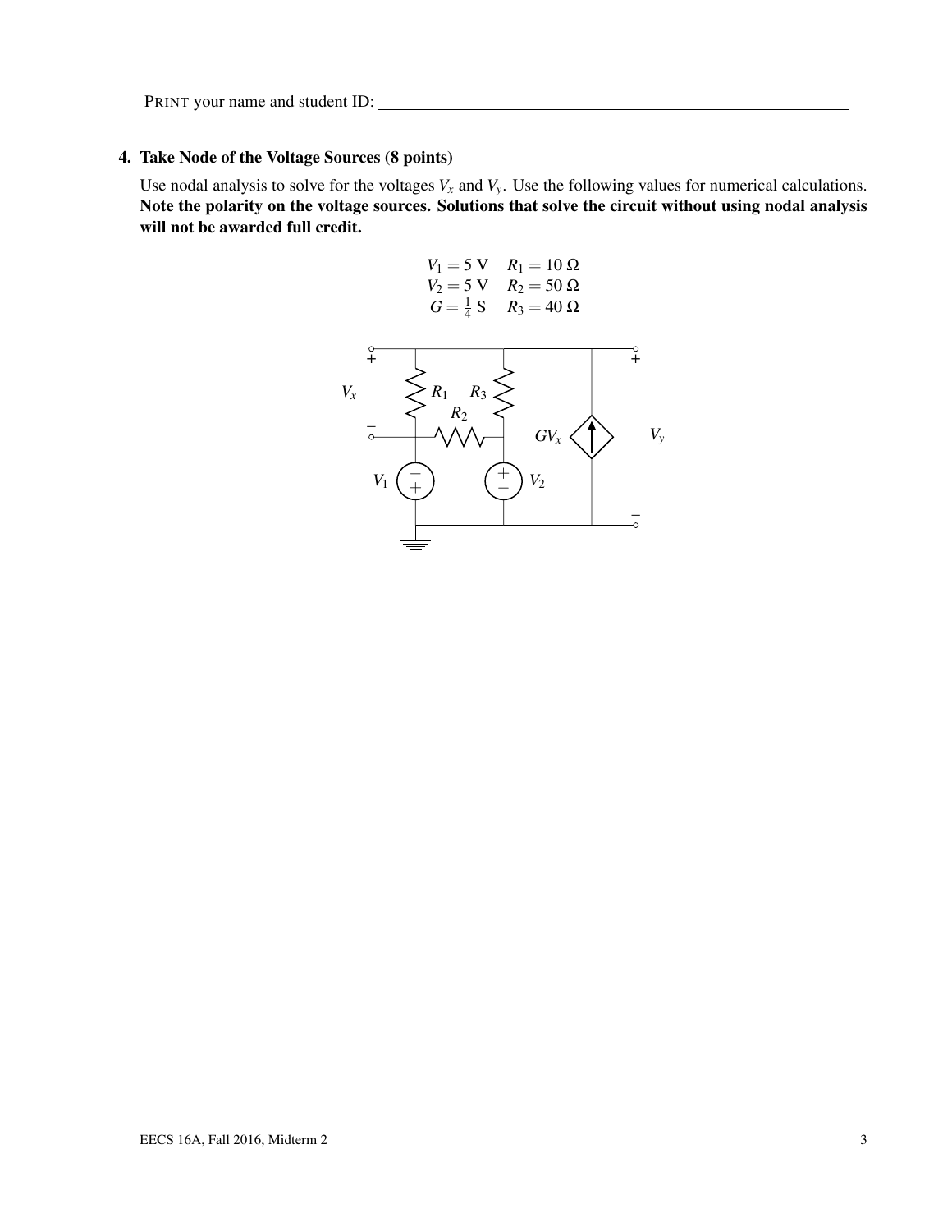PRINT your name and student ID: ______________________________

### 4. Take Node of the Voltage Sources (8 points)

Use nodal analysis to solve for the voltages $V_x$ and $V_y$. Use the following values for numerical calculations. **Note the polarity on the voltage sources. Solutions that solve the circuit without using nodal analysis will not be awarded full credit.**

$$V_1 = 5\text{ V} \quad R_1 = 10\ \Omega$$
$$V_2 = 5\text{ V} \quad R_2 = 50\ \Omega$$
$$G = \tfrac{1}{4}\text{ S} \quad R_3 = 40\ \Omega$$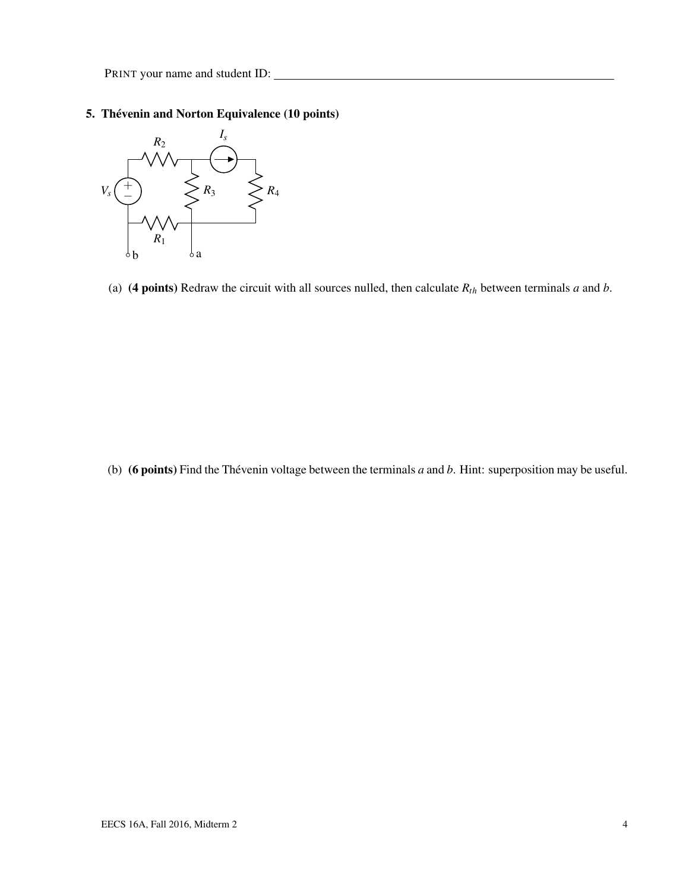PRINT your name and student ID: ____________________________________________

### 5. Thévenin and Norton Equivalence (10 points)

(a) **(4 points)** Redraw the circuit with all sources nulled, then calculate $R_{th}$ between terminals $a$ and $b$.

(b) **(6 points)** Find the Thévenin voltage between the terminals $a$ and $b$. Hint: superposition may be useful.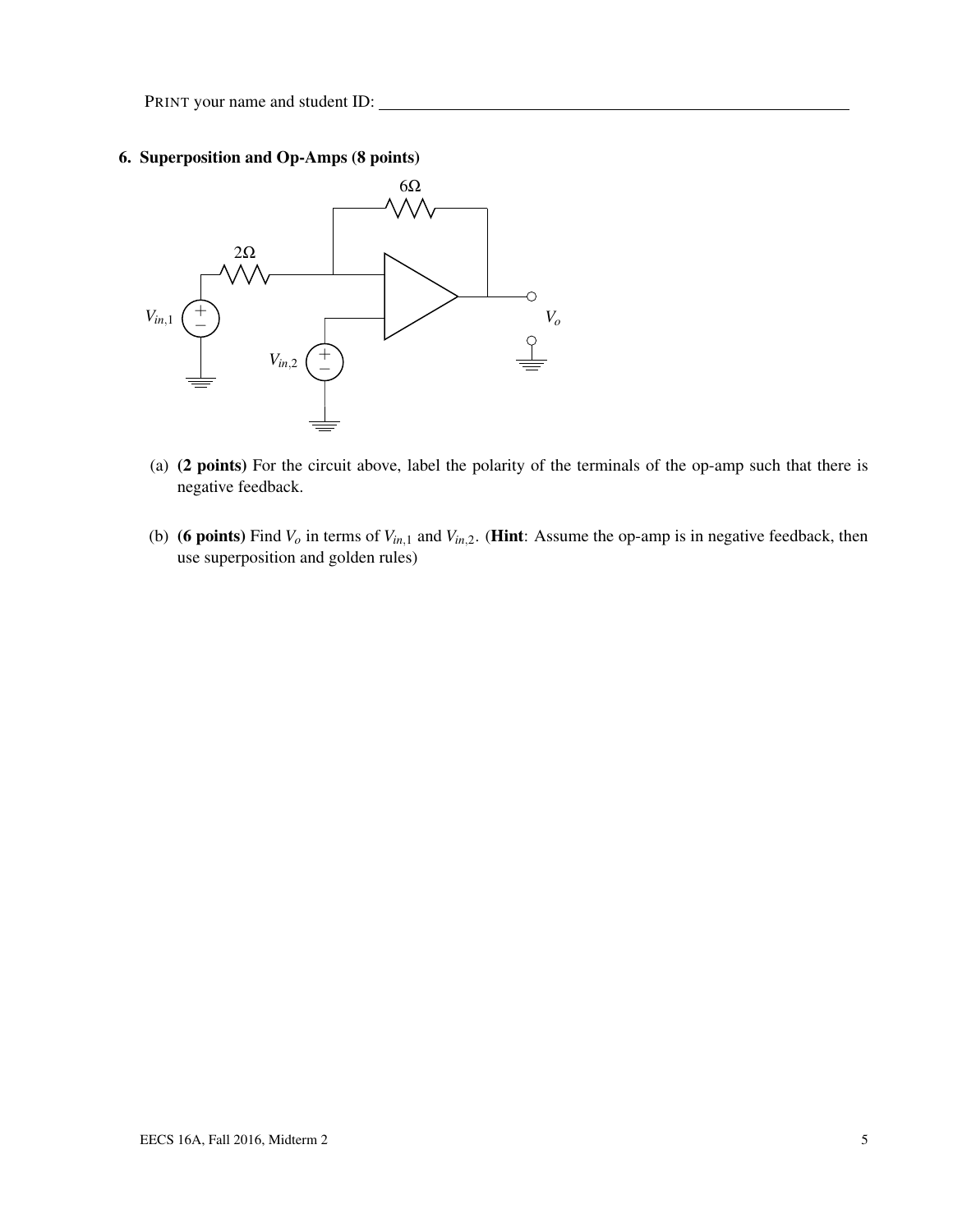PRINT your name and student ID: \_\_\_\_\_\_\_\_\_\_\_\_\_\_\_\_\_\_\_\_\_\_\_\_\_\_\_\_\_\_\_\_\_\_\_\_\_\_\_\_\_\_\_\_

## 6. Superposition and Op-Amps (8 points)

(a) **(2 points)** For the circuit above, label the polarity of the terminals of the op-amp such that there is negative feedback.

(b) **(6 points)** Find $V_o$ in terms of $V_{in,1}$ and $V_{in,2}$. (**Hint**: Assume the op-amp is in negative feedback, then use superposition and golden rules)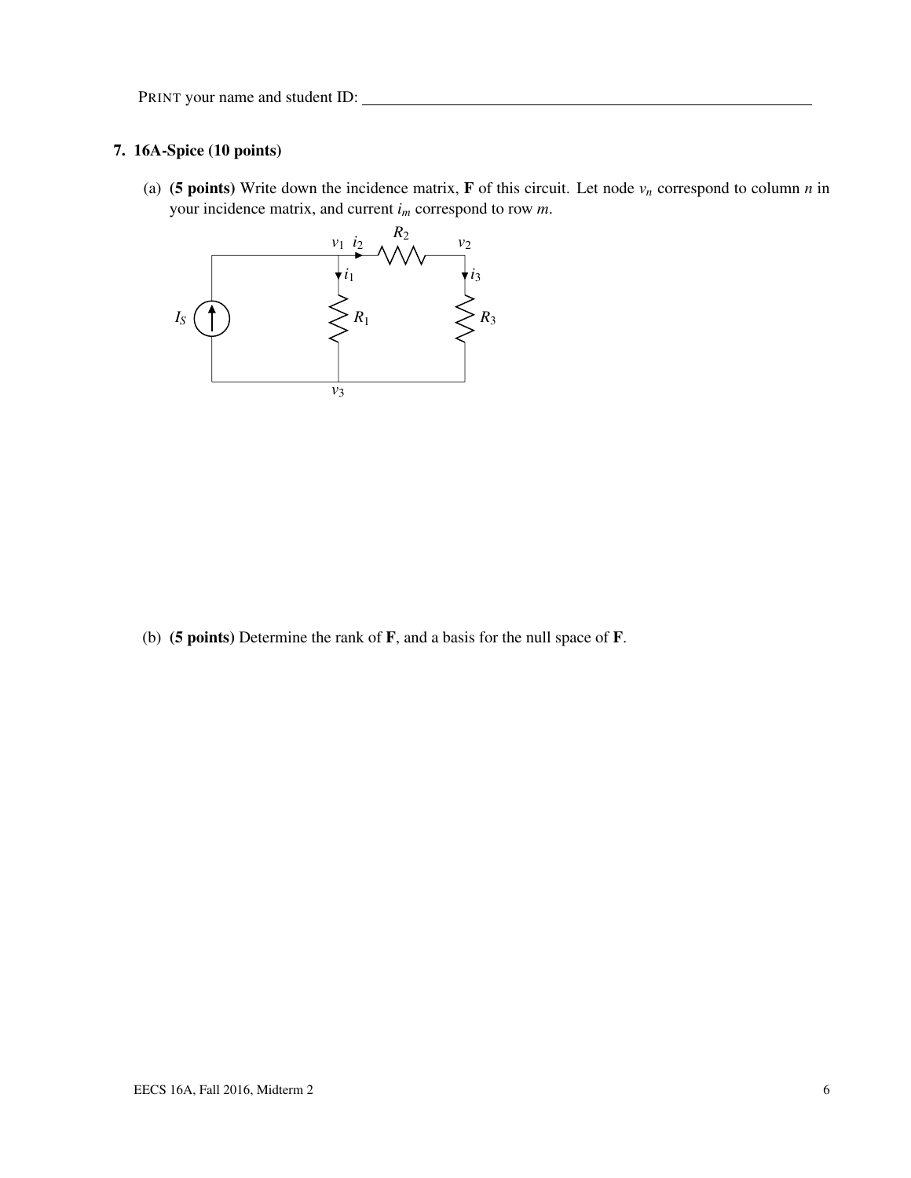PRINT your name and student ID: ____________________________________________

## 7. 16A-Spice (10 points)

(a) **(5 points)** Write down the incidence matrix, $\mathbf{F}$ of this circuit. Let node $v_n$ correspond to column $n$ in your incidence matrix, and current $i_m$ correspond to row $m$.

(b) **(5 points)** Determine the rank of $\mathbf{F}$, and a basis for the null space of $\mathbf{F}$.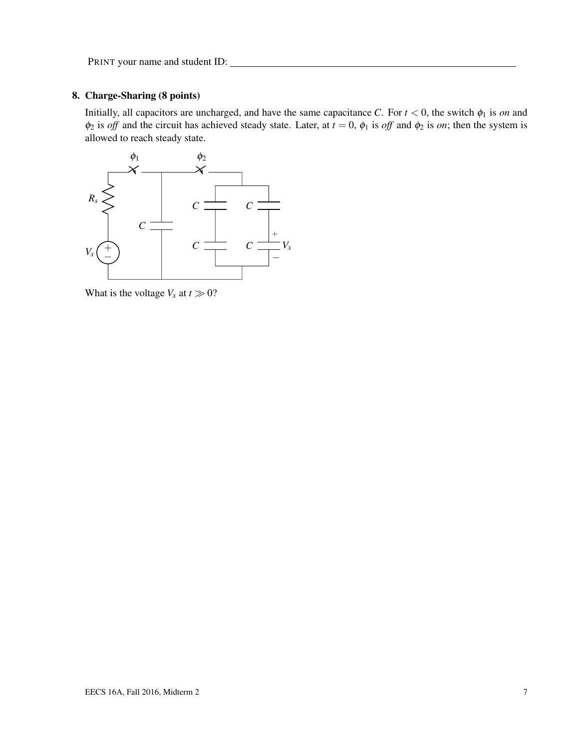PRINT your name and student ID: \_\_\_\_\_\_\_\_\_\_\_\_\_\_\_\_\_\_\_\_\_\_\_\_\_\_\_\_\_\_\_\_\_\_\_\_\_\_\_\_\_\_\_\_\_\_\_\_

## 8. Charge-Sharing (8 points)

Initially, all capacitors are uncharged, and have the same capacitance $C$. For $t < 0$, the switch $\phi_1$ is *on* and $\phi_2$ is *off* and the circuit has achieved steady state. Later, at $t = 0$, $\phi_1$ is *off* and $\phi_2$ is *on*; then the system is allowed to reach steady state.

What is the voltage $V_x$ at $t \gg 0$?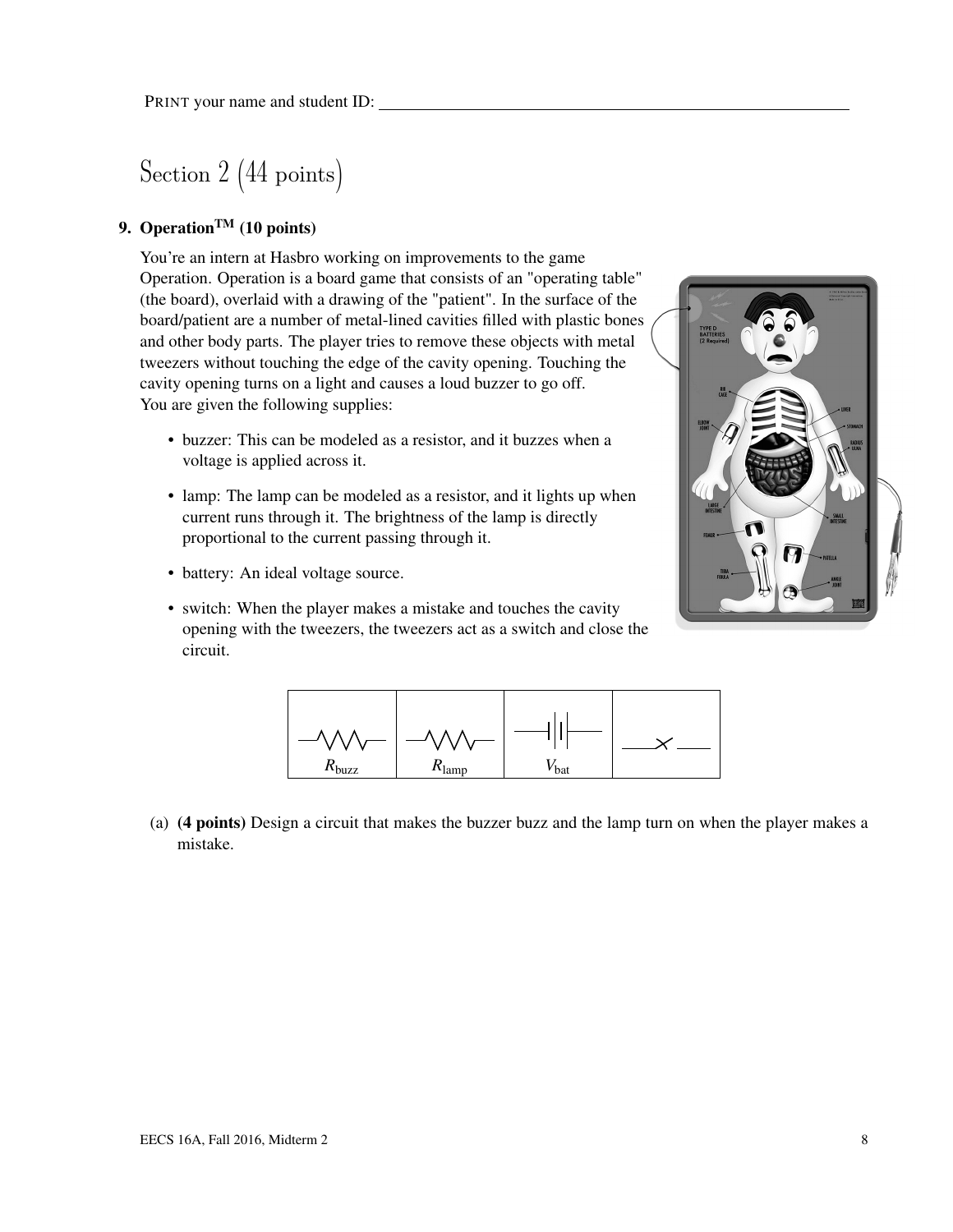PRINT your name and student ID: \_\_\_\_\_\_\_\_\_\_\_\_\_\_\_\_\_\_\_\_\_\_\_\_\_\_\_\_\_\_\_\_\_\_\_\_\_\_\_\_

# Section 2 (44 points)

## 9. Operation$^{TM}$ (10 points)

You're an intern at Hasbro working on improvements to the game Operation. Operation is a board game that consists of an "operating table" (the board), overlaid with a drawing of the "patient". In the surface of the board/patient are a number of metal-lined cavities filled with plastic bones and other body parts. The player tries to remove these objects with metal tweezers without touching the edge of the cavity opening. Touching the cavity opening turns on a light and causes a loud buzzer to go off.
You are given the following supplies:

- buzzer: This can be modeled as a resistor, and it buzzes when a voltage is applied across it.
- lamp: The lamp can be modeled as a resistor, and it lights up when current runs through it. The brightness of the lamp is directly proportional to the current passing through it.
- battery: An ideal voltage source.
- switch: When the player makes a mistake and touches the cavity opening with the tweezers, the tweezers act as a switch and close the circuit.

| $R_{\text{buzz}}$ | $R_{\text{lamp}}$ | $V_{\text{bat}}$ | (switch) |
|---|---|---|---|

(a) **(4 points)** Design a circuit that makes the buzzer buzz and the lamp turn on when the player makes a mistake.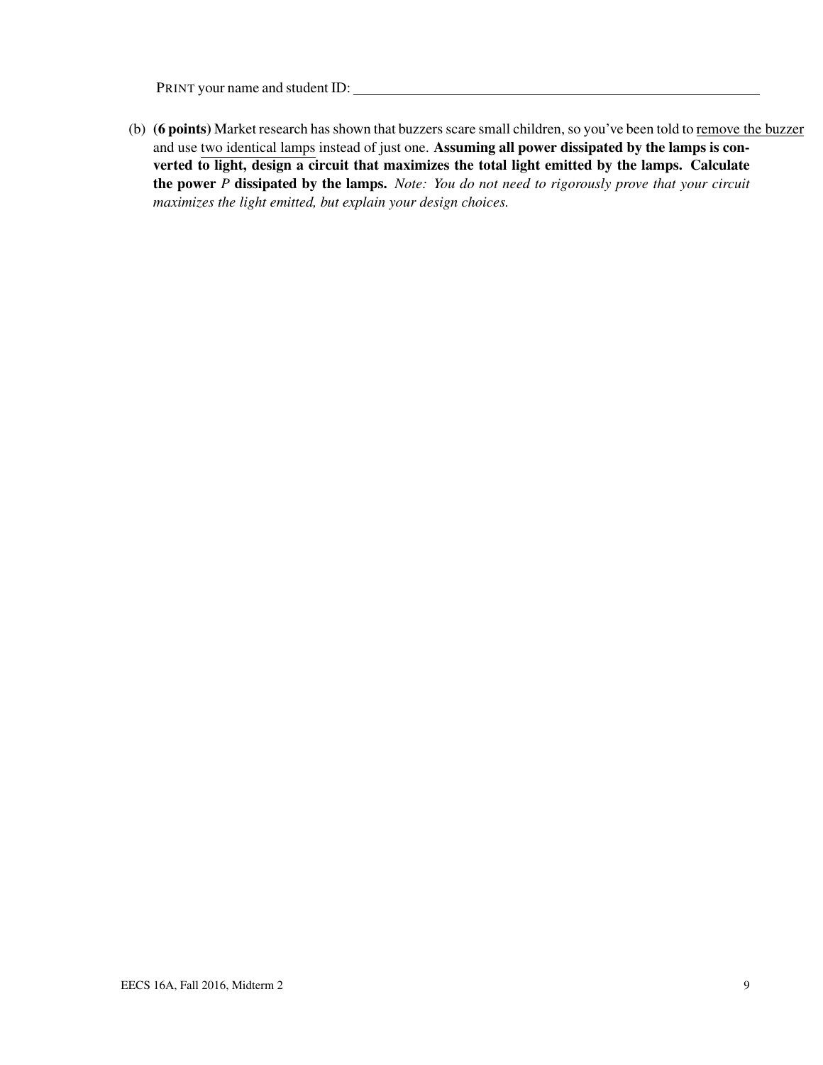PRINT your name and student ID: ____________________

(b) **(6 points)** Market research has shown that buzzers scare small children, so you've been told to remove the buzzer and use two identical lamps instead of just one. **Assuming all power dissipated by the lamps is converted to light, design a circuit that maximizes the total light emitted by the lamps. Calculate the power $P$ dissipated by the lamps.** *Note: You do not need to rigorously prove that your circuit maximizes the light emitted, but explain your design choices.*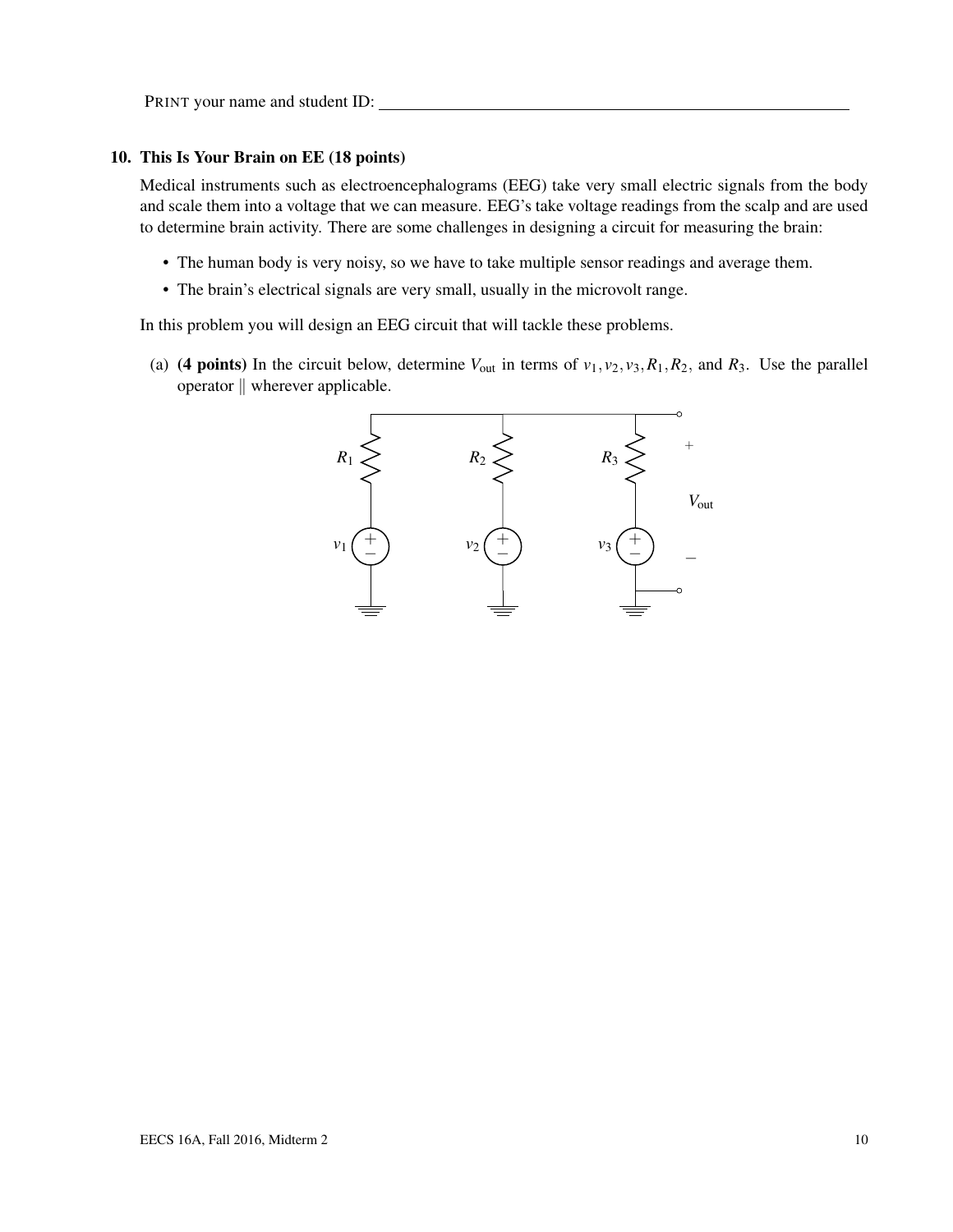PRINT your name and student ID: ____________________________________________

### 10. This Is Your Brain on EE (18 points)

Medical instruments such as electroencephalograms (EEG) take very small electric signals from the body and scale them into a voltage that we can measure. EEG's take voltage readings from the scalp and are used to determine brain activity. There are some challenges in designing a circuit for measuring the brain:

- The human body is very noisy, so we have to take multiple sensor readings and average them.
- The brain's electrical signals are very small, usually in the microvolt range.

In this problem you will design an EEG circuit that will tackle these problems.

(a) **(4 points)** In the circuit below, determine $V_{\text{out}}$ in terms of $v_1, v_2, v_3, R_1, R_2$, and $R_3$. Use the parallel operator $\|$ wherever applicable.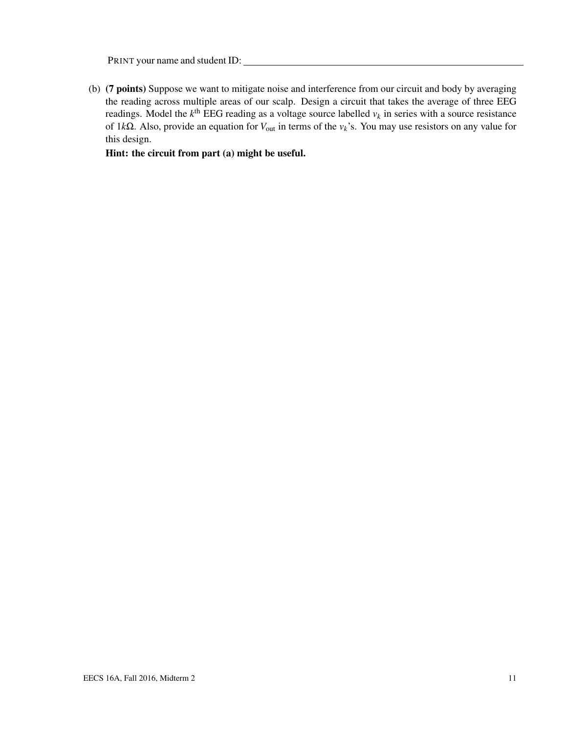PRINT your name and student ID: \_\_\_\_\_\_\_\_\_\_\_\_\_\_\_\_\_\_\_\_\_\_\_\_\_\_\_\_\_\_\_\_\_\_\_\_\_\_\_\_

(b) **(7 points)** Suppose we want to mitigate noise and interference from our circuit and body by averaging the reading across multiple areas of our scalp. Design a circuit that takes the average of three EEG readings. Model the $k^{\text{th}}$ EEG reading as a voltage source labelled $v_k$ in series with a source resistance of $1k\Omega$. Also, provide an equation for $V_{\text{out}}$ in terms of the $v_k$'s. You may use resistors on any value for this design.

**Hint: the circuit from part (a) might be useful.**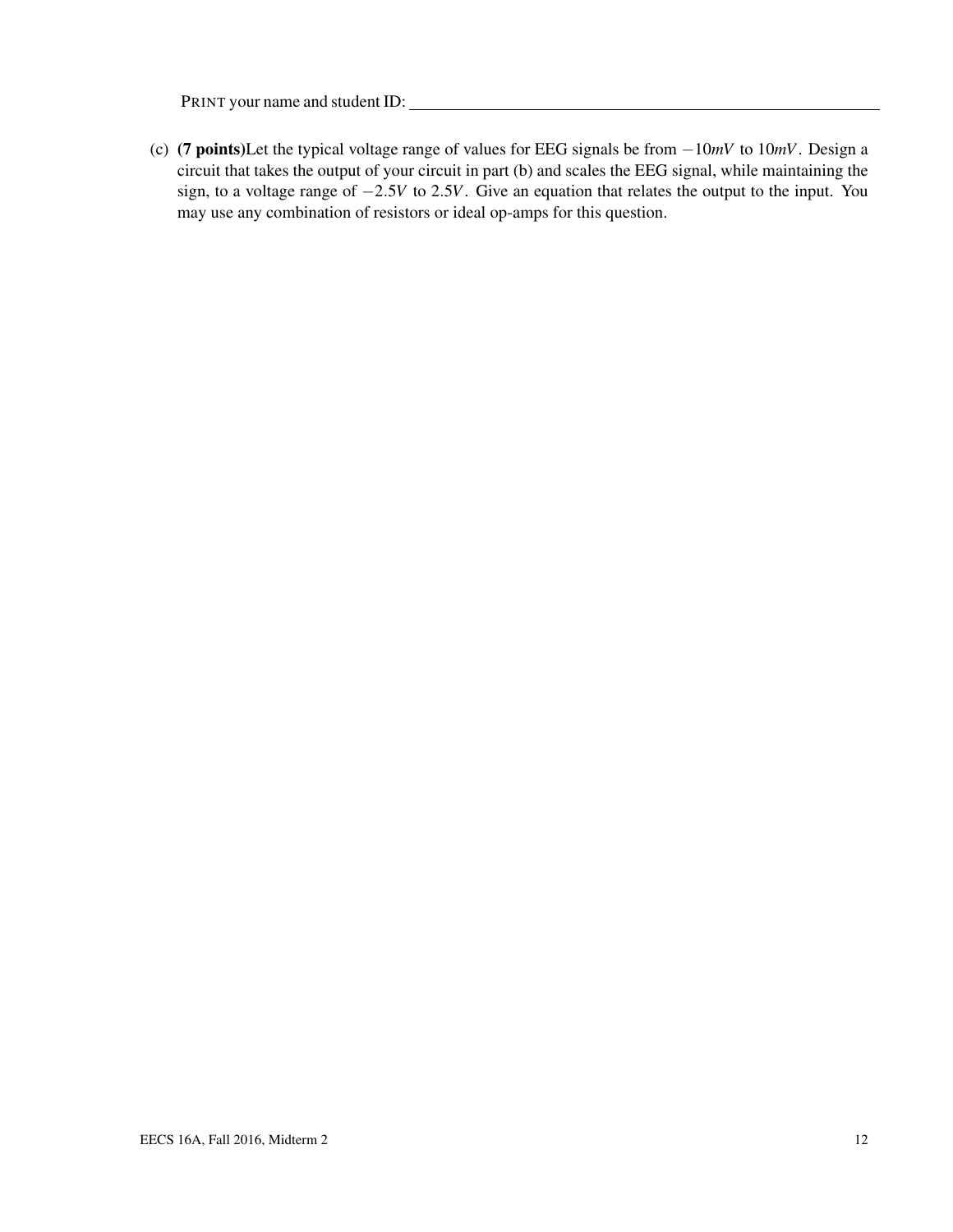PRINT your name and student ID:

(c) **(7 points)** Let the typical voltage range of values for EEG signals be from $-10mV$ to $10mV$. Design a circuit that takes the output of your circuit in part (b) and scales the EEG signal, while maintaining the sign, to a voltage range of $-2.5V$ to $2.5V$. Give an equation that relates the output to the input. You may use any combination of resistors or ideal op-amps for this question.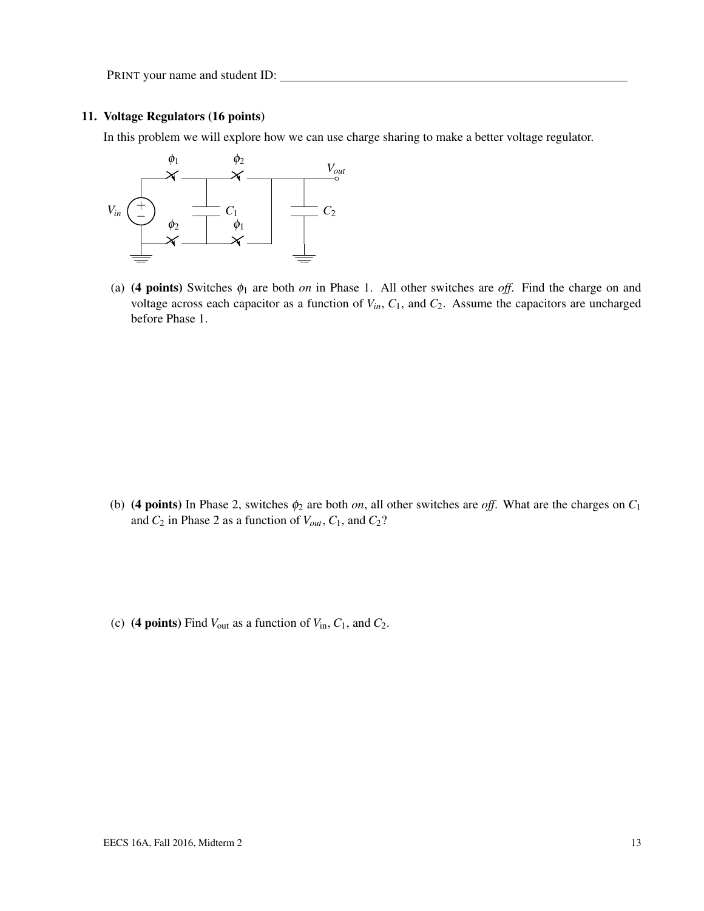PRINT your name and student ID: ______________________________

### 11. Voltage Regulators (16 points)

In this problem we will explore how we can use charge sharing to make a better voltage regulator.

(a) **(4 points)** Switches $\phi_1$ are both *on* in Phase 1. All other switches are *off*. Find the charge on and voltage across each capacitor as a function of $V_{in}$, $C_1$, and $C_2$. Assume the capacitors are uncharged before Phase 1.

(b) **(4 points)** In Phase 2, switches $\phi_2$ are both *on*, all other switches are *off*. What are the charges on $C_1$ and $C_2$ in Phase 2 as a function of $V_{out}$, $C_1$, and $C_2$?

(c) **(4 points)** Find $V_{\text{out}}$ as a function of $V_{\text{in}}$, $C_1$, and $C_2$.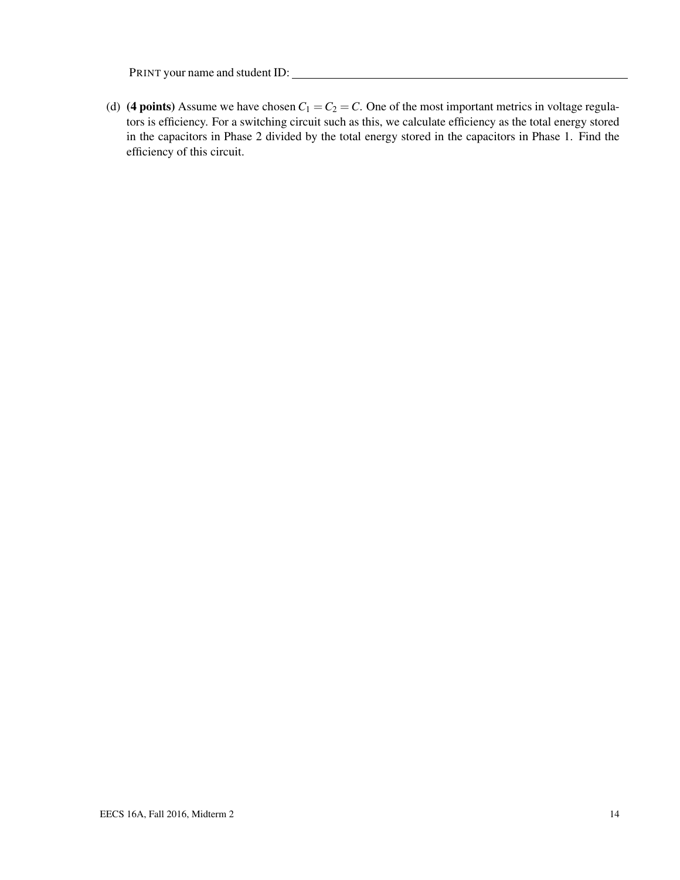PRINT your name and student ID: ______________________________

(d) **(4 points)** Assume we have chosen $C_1 = C_2 = C$. One of the most important metrics in voltage regulators is efficiency. For a switching circuit such as this, we calculate efficiency as the total energy stored in the capacitors in Phase 2 divided by the total energy stored in the capacitors in Phase 1. Find the efficiency of this circuit.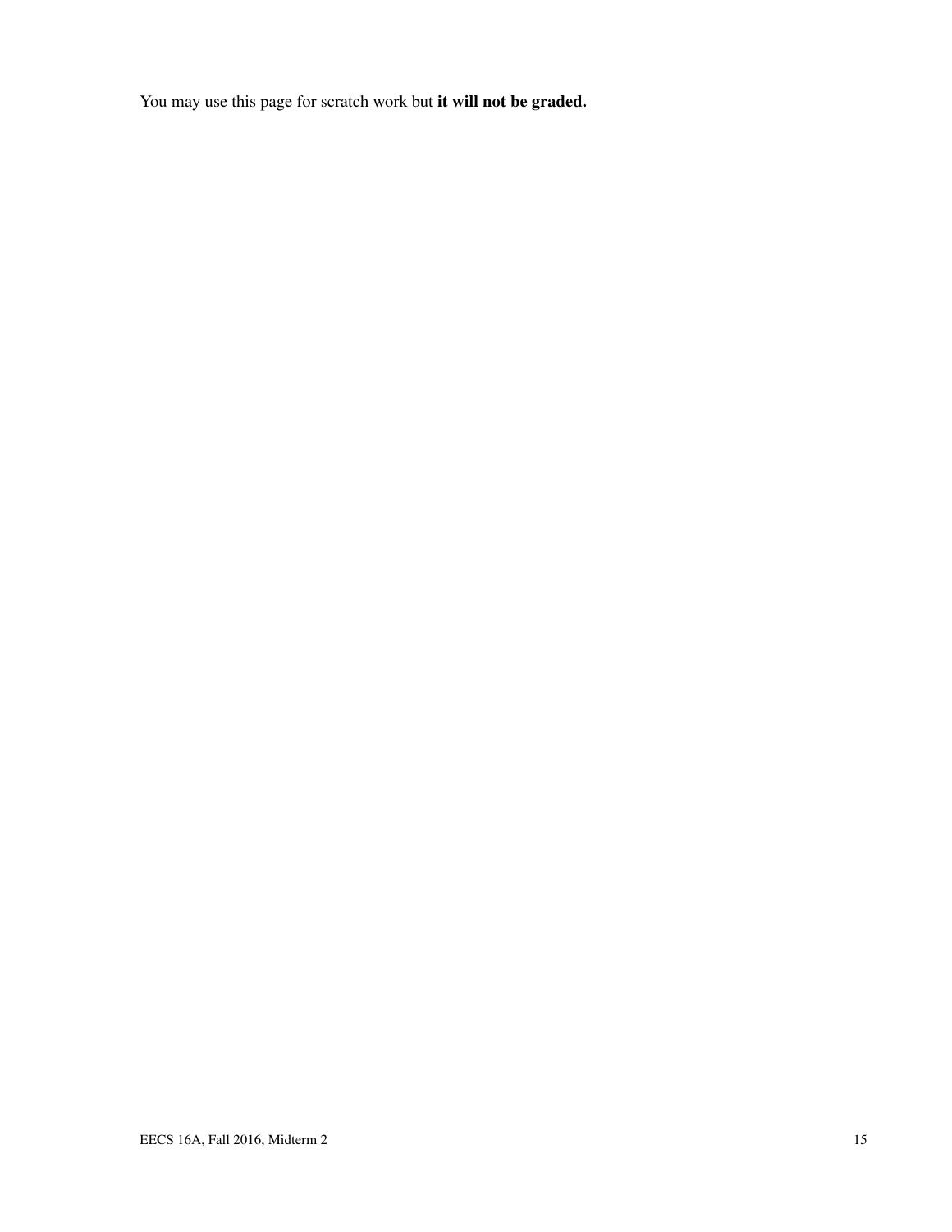You may use this page for scratch work but **it will not be graded.**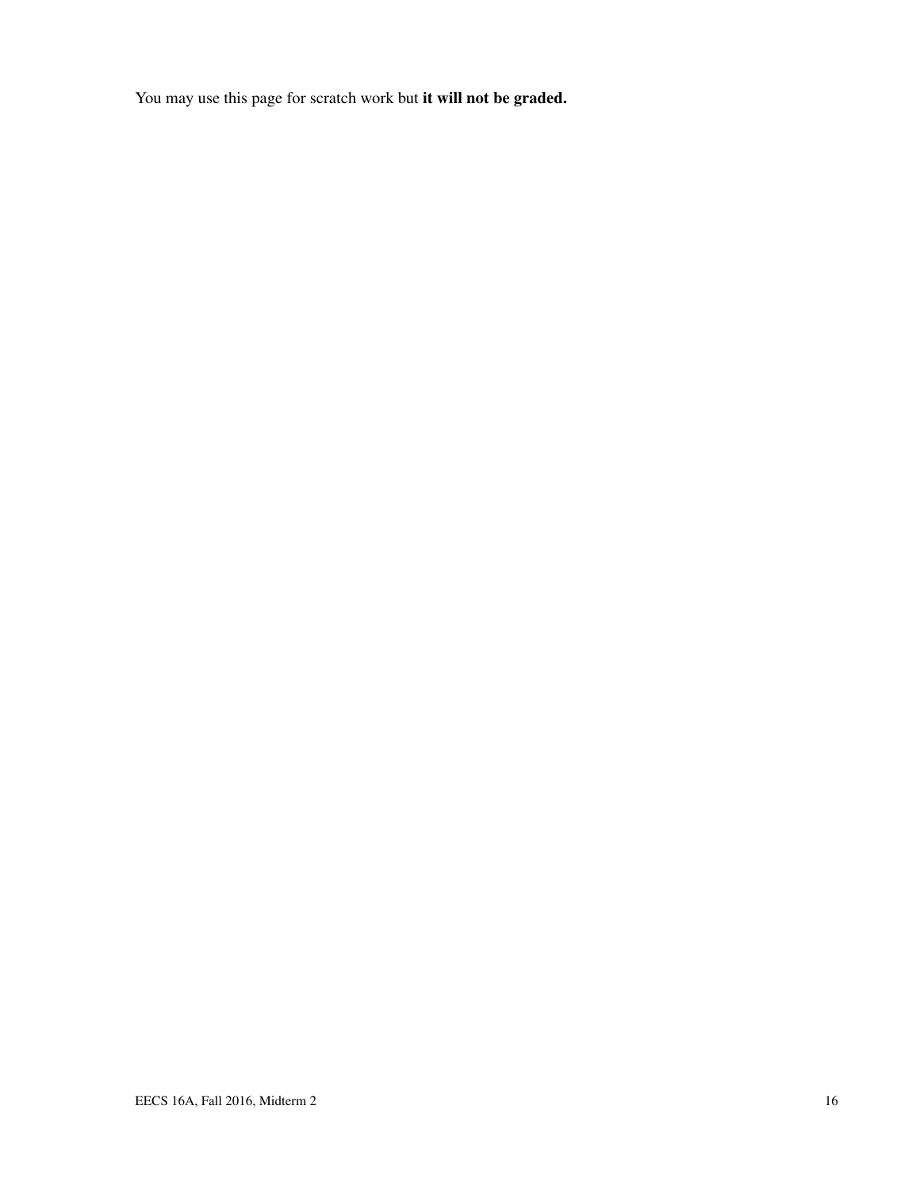You may use this page for scratch work but **it will not be graded.**